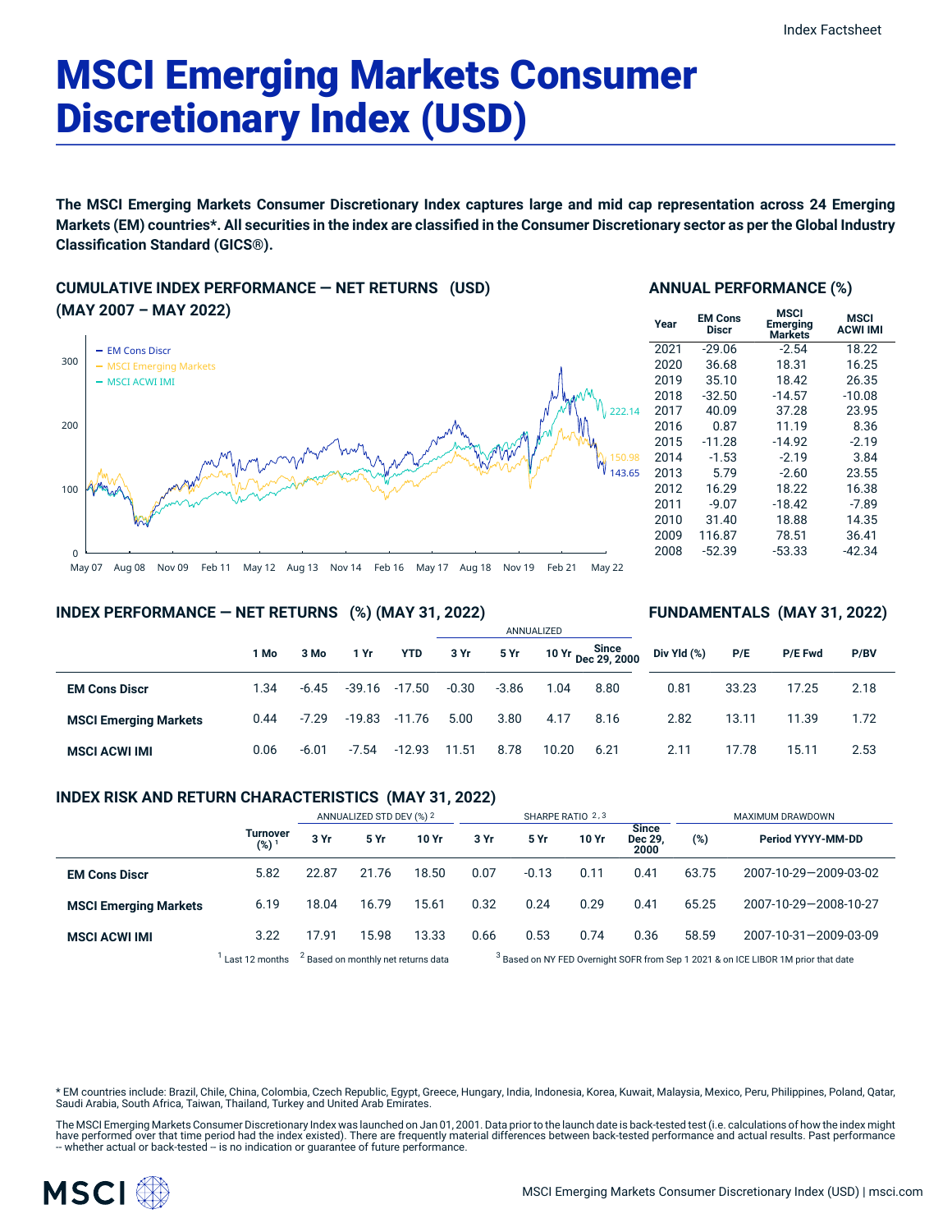# MSCI Emerging Markets Consumer Discretionary Index (USD)

**The MSCI Emerging Markets Consumer Discretionary Index captures large and mid cap representation across 24 Emerging Markets (EM) countries*. All securities in the index are classified in the Consumer Discretionary sector as per the Global Industry Classification Standard (GICS®).**

## CUMULATIVE INDEX PERFORMANCE — NET RETURNS (USD) (MAY 2007 – MAY 2022)

- EM Cons Discr: 143.65
- MSCI Emerging Markets: 150.98
- MSCI ACWI IMI: 222.14

## ANNUAL PERFORMANCE (%)

| Year | EM Cons Discr | MSCI Emerging Markets | MSCI ACWI IMI |
|---|---|---|---|
| 2021 | -29.06 | -2.54 | 18.22 |
| 2020 | 36.68 | 18.31 | 16.25 |
| 2019 | 35.10 | 18.42 | 26.35 |
| 2018 | -32.50 | -14.57 | -10.08 |
| 2017 | 40.09 | 37.28 | 23.95 |
| 2016 | 0.87 | 11.19 | 8.36 |
| 2015 | -11.28 | -14.92 | -2.19 |
| 2014 | -1.53 | -2.19 | 3.84 |
| 2013 | 5.79 | -2.60 | 23.55 |
| 2012 | 16.29 | 18.22 | 16.38 |
| 2011 | -9.07 | -18.42 | -7.89 |
| 2010 | 31.40 | 18.88 | 14.35 |
| 2009 | 116.87 | 78.51 | 36.41 |
| 2008 | -52.39 | -53.33 | -42.34 |

## INDEX PERFORMANCE — NET RETURNS (%) (MAY 31, 2022) / FUNDAMENTALS (MAY 31, 2022)

| | | | | | ANNUALIZED | | | | | | | |
|---|---|---|---|---|---|---|---|---|---|---|---|---|
| | 1 Mo | 3 Mo | 1 Yr | YTD | 3 Yr | 5 Yr | 10 Yr | Since Dec 29, 2000 | Div Yld (%) | P/E | P/E Fwd | P/BV |
| **EM Cons Discr** | 1.34 | -6.45 | -39.16 | -17.50 | -0.30 | -3.86 | 1.04 | 8.80 | 0.81 | 33.23 | 17.25 | 2.18 |
| **MSCI Emerging Markets** | 0.44 | -7.29 | -19.83 | -11.76 | 5.00 | 3.80 | 4.17 | 8.16 | 2.82 | 13.11 | 11.39 | 1.72 |
| **MSCI ACWI IMI** | 0.06 | -6.01 | -7.54 | -12.93 | 11.51 | 8.78 | 10.20 | 6.21 | 2.11 | 17.78 | 15.11 | 2.53 |

## INDEX RISK AND RETURN CHARACTERISTICS (MAY 31, 2022)

| | | ANNUALIZED STD DEV (%) [2] | | | SHARPE RATIO [2,3] | | | | MAXIMUM DRAWDOWN | |
|---|---|---|---|---|---|---|---|---|---|---|
| | Turnover (%) [1] | 3 Yr | 5 Yr | 10 Yr | 3 Yr | 5 Yr | 10 Yr | Since Dec 29, 2000 | (%) | Period YYYY-MM-DD |
| **EM Cons Discr** | 5.82 | 22.87 | 21.76 | 18.50 | 0.07 | -0.13 | 0.11 | 0.41 | 63.75 | 2007-10-29—2009-03-02 |
| **MSCI Emerging Markets** | 6.19 | 18.04 | 16.79 | 15.61 | 0.32 | 0.24 | 0.29 | 0.41 | 65.25 | 2007-10-29—2008-10-27 |
| **MSCI ACWI IMI** | 3.22 | 17.91 | 15.98 | 13.33 | 0.66 | 0.53 | 0.74 | 0.36 | 58.59 | 2007-10-31—2009-03-09 |

[1] Last 12 months [2] Based on monthly net returns data [3] Based on NY FED Overnight SOFR from Sep 1 2021 & on ICE LIBOR 1M prior that date

* EM countries include: Brazil, Chile, China, Colombia, Czech Republic, Egypt, Greece, Hungary, India, Indonesia, Korea, Kuwait, Malaysia, Mexico, Peru, Philippines, Poland, Qatar, Saudi Arabia, South Africa, Taiwan, Thailand, Turkey and United Arab Emirates.

The MSCI Emerging Markets Consumer Discretionary Index was launched on Jan 01, 2001. Data prior to the launch date is back-tested test (i.e. calculations of how the index might have performed over that time period had the index existed). There are frequently material differences between back-tested performance and actual results. Past performance -- whether actual or back-tested -- is no indication or guarantee of future performance.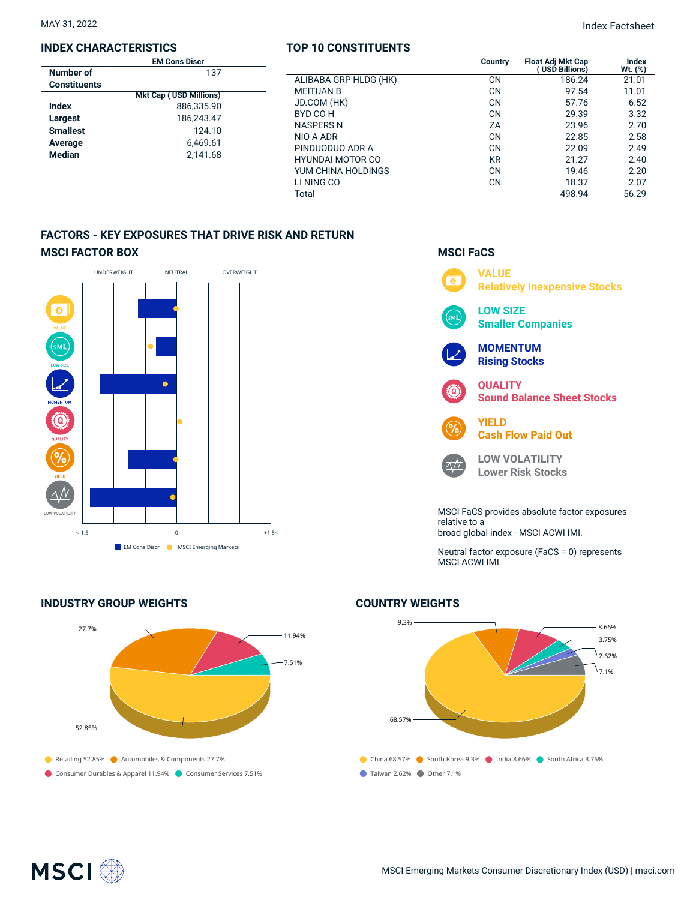MAY 31, 2022

Index Factsheet

## INDEX CHARACTERISTICS

| | EM Cons Discr |
|---|---|
| **Number of Constituents** | 137 |
| | **Mkt Cap ( USD Millions)** |
| **Index** | 886,335.90 |
| **Largest** | 186,243.47 |
| **Smallest** | 124.10 |
| **Average** | 6,469.61 |
| **Median** | 2,141.68 |

## TOP 10 CONSTITUENTS

| | Country | Float Adj Mkt Cap ( USD Billions) | Index Wt. (%) |
|---|---|---|---|
| ALIBABA GRP HLDG (HK) | CN | 186.24 | 21.01 |
| MEITUAN B | CN | 97.54 | 11.01 |
| JD.COM (HK) | CN | 57.76 | 6.52 |
| BYD CO H | CN | 29.39 | 3.32 |
| NASPERS N | ZA | 23.96 | 2.70 |
| NIO A ADR | CN | 22.85 | 2.58 |
| PINDUODUO ADR A | CN | 22.09 | 2.49 |
| HYUNDAI MOTOR CO | KR | 21.27 | 2.40 |
| YUM CHINA HOLDINGS | CN | 19.46 | 2.20 |
| LI NING CO | CN | 18.37 | 2.07 |
| Total | | 498.94 | 56.29 |

## FACTORS - KEY EXPOSURES THAT DRIVE RISK AND RETURN

### MSCI FACTOR BOX

UNDERWEIGHT | NEUTRAL | OVERWEIGHT

VALUE, LOW SIZE, MOMENTUM, QUALITY, YIELD, LOW VOLATILITY

<-1.5 | 0 | +1.5<

EM Cons Discr | MSCI Emerging Markets

### MSCI FaCS

**VALUE**
Relatively Inexpensive Stocks

**LOW SIZE**
Smaller Companies

**MOMENTUM**
Rising Stocks

**QUALITY**
Sound Balance Sheet Stocks

**YIELD**
Cash Flow Paid Out

**LOW VOLATILITY**
Lower Risk Stocks

MSCI FaCS provides absolute factor exposures relative to a broad global index - MSCI ACWI IMI.

Neutral factor exposure (FaCS = 0) represents MSCI ACWI IMI.

## INDUSTRY GROUP WEIGHTS

- Retailing 52.85%
- Automobiles & Components 27.7%
- Consumer Durables & Apparel 11.94%
- Consumer Services 7.51%

## COUNTRY WEIGHTS

- China 68.57%
- South Korea 9.3%
- India 8.66%
- South Africa 3.75%
- Taiwan 2.62%
- Other 7.1%

MSCI Emerging Markets Consumer Discretionary Index (USD) | msci.com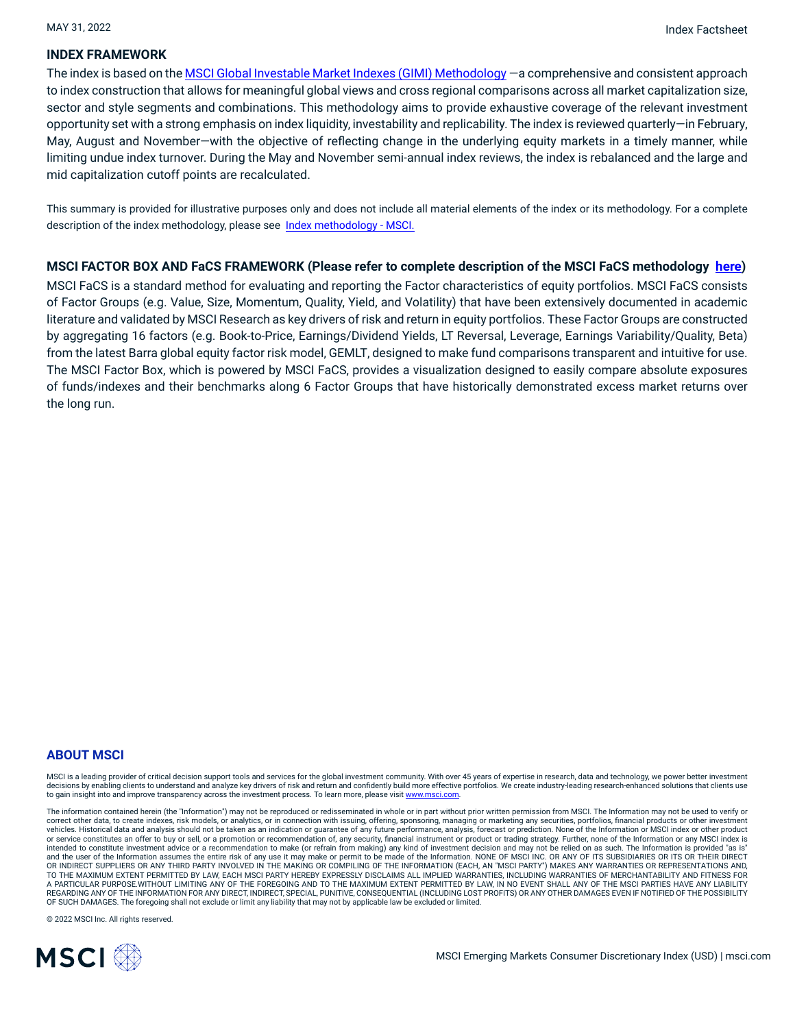## INDEX FRAMEWORK

The index is based on the MSCI Global Investable Market Indexes (GIMI) Methodology —a comprehensive and consistent approach to index construction that allows for meaningful global views and cross regional comparisons across all market capitalization size, sector and style segments and combinations. This methodology aims to provide exhaustive coverage of the relevant investment opportunity set with a strong emphasis on index liquidity, investability and replicability. The index is reviewed quarterly—in February, May, August and November—with the objective of reflecting change in the underlying equity markets in a timely manner, while limiting undue index turnover. During the May and November semi-annual index reviews, the index is rebalanced and the large and mid capitalization cutoff points are recalculated.

This summary is provided for illustrative purposes only and does not include all material elements of the index or its methodology. For a complete description of the index methodology, please see Index methodology - MSCI.

## MSCI FACTOR BOX AND FaCS FRAMEWORK (Please refer to complete description of the MSCI FaCS methodology here)

MSCI FaCS is a standard method for evaluating and reporting the Factor characteristics of equity portfolios. MSCI FaCS consists of Factor Groups (e.g. Value, Size, Momentum, Quality, Yield, and Volatility) that have been extensively documented in academic literature and validated by MSCI Research as key drivers of risk and return in equity portfolios. These Factor Groups are constructed by aggregating 16 factors (e.g. Book-to-Price, Earnings/Dividend Yields, LT Reversal, Leverage, Earnings Variability/Quality, Beta) from the latest Barra global equity factor risk model, GEMLT, designed to make fund comparisons transparent and intuitive for use. The MSCI Factor Box, which is powered by MSCI FaCS, provides a visualization designed to easily compare absolute exposures of funds/indexes and their benchmarks along 6 Factor Groups that have historically demonstrated excess market returns over the long run.

## ABOUT MSCI

MSCI is a leading provider of critical decision support tools and services for the global investment community. With over 45 years of expertise in research, data and technology, we power better investment decisions by enabling clients to understand and analyze key drivers of risk and return and confidently build more effective portfolios. We create industry-leading research-enhanced solutions that clients use to gain insight into and improve transparency across the investment process. To learn more, please visit www.msci.com.

The information contained herein (the "Information") may not be reproduced or redisseminated in whole or in part without prior written permission from MSCI. The Information may not be used to verify or correct other data, to create indexes, risk models, or analytics, or in connection with issuing, offering, sponsoring, managing or marketing any securities, portfolios, financial products or other investment vehicles. Historical data and analysis should not be taken as an indication or guarantee of any future performance, analysis, forecast or prediction. None of the Information or MSCI index or other product or service constitutes an offer to buy or sell, or a promotion or recommendation of, any security, financial instrument or product or trading strategy. Further, none of the Information or any MSCI index is intended to constitute investment advice or a recommendation to make (or refrain from making) any kind of investment decision and may not be relied on as such. The Information is provided "as is" and the user of the Information assumes the entire risk of any use it may make or permit to be made of the Information. NONE OF MSCI INC. OR ANY OF ITS SUBSIDIARIES OR ITS OR THEIR DIRECT OR INDIRECT SUPPLIERS OR ANY THIRD PARTY INVOLVED IN THE MAKING OR COMPILING OF THE INFORMATION (EACH, AN "MSCI PARTY") MAKES ANY WARRANTIES OR REPRESENTATIONS AND, TO THE MAXIMUM EXTENT PERMITTED BY LAW, EACH MSCI PARTY HEREBY EXPRESSLY DISCLAIMS ALL IMPLIED WARRANTIES, INCLUDING WARRANTIES OF MERCHANTABILITY AND FITNESS FOR A PARTICULAR PURPOSE.WITHOUT LIMITING ANY OF THE FOREGOING AND TO THE MAXIMUM EXTENT PERMITTED BY LAW, IN NO EVENT SHALL ANY OF THE MSCI PARTIES HAVE ANY LIABILITY REGARDING ANY OF THE INFORMATION FOR ANY DIRECT, INDIRECT, SPECIAL, PUNITIVE, CONSEQUENTIAL (INCLUDING LOST PROFITS) OR ANY OTHER DAMAGES EVEN IF NOTIFIED OF THE POSSIBILITY OF SUCH DAMAGES. The foregoing shall not exclude or limit any liability that may not by applicable law be excluded or limited.

© 2022 MSCI Inc. All rights reserved.